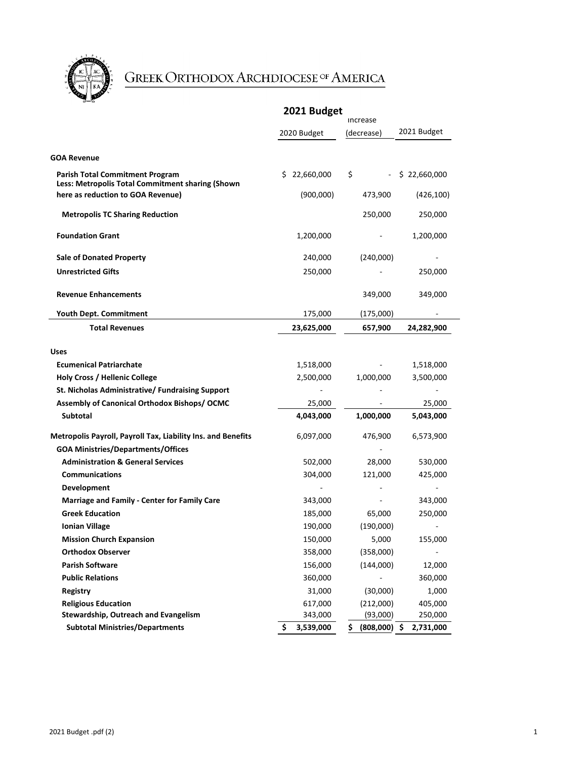# Greek Orthodox Archdiocese of America

## 2021 Budget

| | 2020 Budget | Increase (decrease) | 2021 Budget |
|---|---|---|---|
| **GOA Revenue** | | | |
| **Parish Total Commitment Program** | $ 22,660,000 | $ - | $ 22,660,000 |
| **Less: Metropolis Total Commitment sharing (Shown here as reduction to GOA Revenue)** | (900,000) | 473,900 | (426,100) |
| **Metropolis TC Sharing Reduction** | | 250,000 | 250,000 |
| **Foundation Grant** | 1,200,000 | - | 1,200,000 |
| **Sale of Donated Property** | 240,000 | (240,000) | - |
| **Unrestricted Gifts** | 250,000 | - | 250,000 |
| **Revenue Enhancements** | | 349,000 | 349,000 |
| **Youth Dept. Commitment** | 175,000 | (175,000) | - |
| **Total Revenues** | **23,625,000** | **657,900** | **24,282,900** |
| **Uses** | | | |
| **Ecumenical Patriarchate** | 1,518,000 | - | 1,518,000 |
| **Holy Cross / Hellenic College** | 2,500,000 | 1,000,000 | 3,500,000 |
| **St. Nicholas Administrative/ Fundraising Support** | - | - | - |
| **Assembly of Canonical Orthodox Bishops/ OCMC** | 25,000 | - | 25,000 |
| **Subtotal** | **4,043,000** | **1,000,000** | **5,043,000** |
| **Metropolis Payroll, Payroll Tax, Liability Ins. and Benefits** | 6,097,000 | 476,900 | 6,573,900 |
| **GOA Ministries/Departments/Offices** | | - | |
| **Administration & General Services** | 502,000 | 28,000 | 530,000 |
| **Communications** | 304,000 | 121,000 | 425,000 |
| **Development** | - | - | - |
| **Marriage and Family - Center for Family Care** | 343,000 | - | 343,000 |
| **Greek Education** | 185,000 | 65,000 | 250,000 |
| **Ionian Village** | 190,000 | (190,000) | - |
| **Mission Church Expansion** | 150,000 | 5,000 | 155,000 |
| **Orthodox Observer** | 358,000 | (358,000) | - |
| **Parish Software** | 156,000 | (144,000) | 12,000 |
| **Public Relations** | 360,000 | - | 360,000 |
| **Registry** | 31,000 | (30,000) | 1,000 |
| **Religious Education** | 617,000 | (212,000) | 405,000 |
| **Stewardship, Outreach and Evangelism** | 343,000 | (93,000) | 250,000 |
| **Subtotal Ministries/Departments** | **$ 3,539,000** | **$ (808,000)** | **$ 2,731,000** |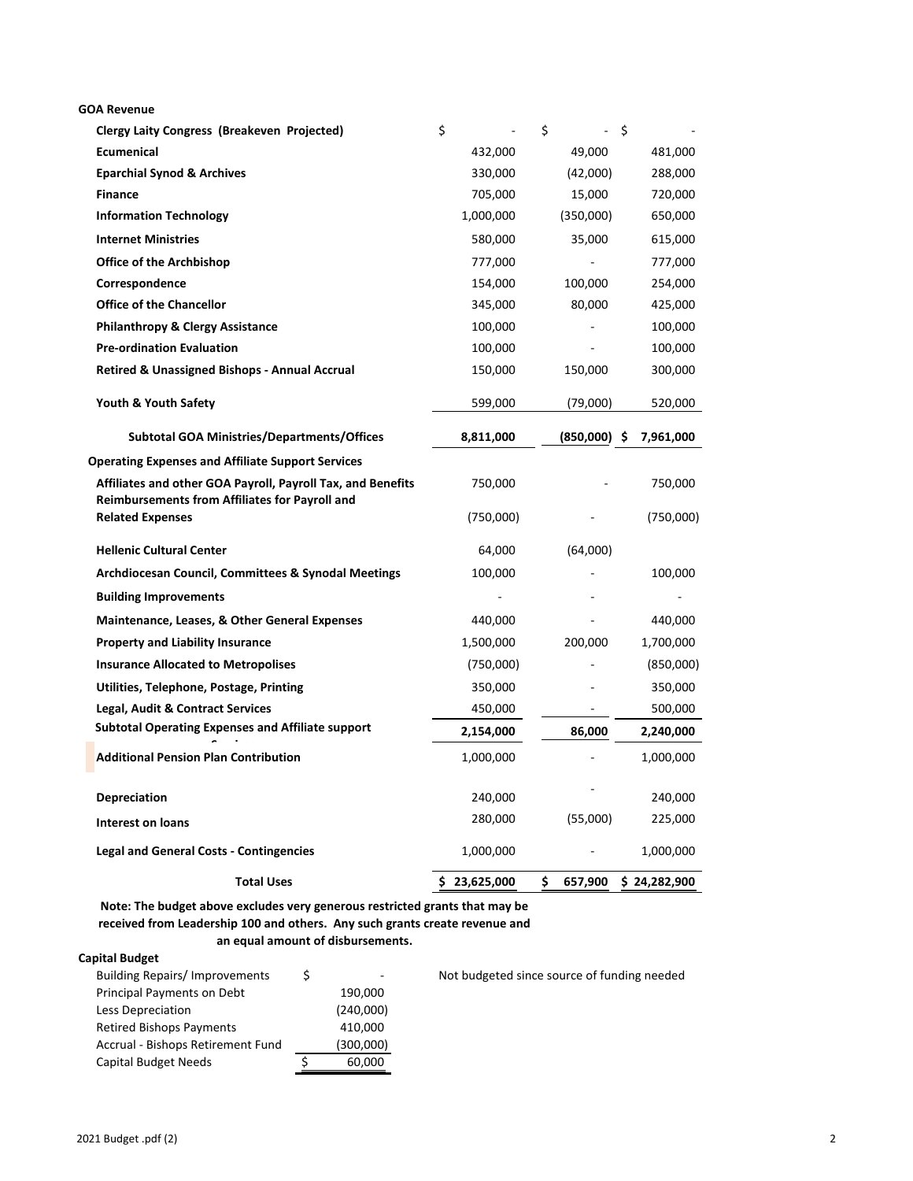| GOA Revenue | | | |
|---|---|---|---|
| **Clergy Laity Congress (Breakeven Projected)** | $ - | $ - | $ - |
| **Ecumenical** | 432,000 | 49,000 | 481,000 |
| **Eparchial Synod & Archives** | 330,000 | (42,000) | 288,000 |
| **Finance** | 705,000 | 15,000 | 720,000 |
| **Information Technology** | 1,000,000 | (350,000) | 650,000 |
| **Internet Ministries** | 580,000 | 35,000 | 615,000 |
| **Office of the Archbishop** | 777,000 | - | 777,000 |
| **Correspondence** | 154,000 | 100,000 | 254,000 |
| **Office of the Chancellor** | 345,000 | 80,000 | 425,000 |
| **Philanthropy & Clergy Assistance** | 100,000 | - | 100,000 |
| **Pre-ordination Evaluation** | 100,000 | - | 100,000 |
| **Retired & Unassigned Bishops - Annual Accrual** | 150,000 | 150,000 | 300,000 |
| **Youth & Youth Safety** | 599,000 | (79,000) | 520,000 |
| **Subtotal GOA Ministries/Departments/Offices** | **8,811,000** | **(850,000)** | **$ 7,961,000** |
| **Operating Expenses and Affiliate Support Services** | | | |
| **Affiliates and other GOA Payroll, Payroll Tax, and Benefits** | 750,000 | - | 750,000 |
| **Reimbursements from Affiliates for Payroll and Related Expenses** | (750,000) | - | (750,000) |
| **Hellenic Cultural Center** | 64,000 | (64,000) | |
| **Archdiocesan Council, Committees & Synodal Meetings** | 100,000 | - | 100,000 |
| **Building Improvements** | - | - | - |
| **Maintenance, Leases, & Other General Expenses** | 440,000 | - | 440,000 |
| **Property and Liability Insurance** | 1,500,000 | 200,000 | 1,700,000 |
| **Insurance Allocated to Metropolises** | (750,000) | - | (850,000) |
| **Utilities, Telephone, Postage, Printing** | 350,000 | - | 350,000 |
| **Legal, Audit & Contract Services** | 450,000 | - | 500,000 |
| **Subtotal Operating Expenses and Affiliate support Services** | **2,154,000** | **86,000** | **2,240,000** |
| **Additional Pension Plan Contribution** | 1,000,000 | - | 1,000,000 |
| **Depreciation** | 240,000 | - | 240,000 |
| **Interest on loans** | 280,000 | (55,000) | 225,000 |
| **Legal and General Costs - Contingencies** | 1,000,000 | - | 1,000,000 |
| **Total Uses** | **$ 23,625,000** | **$ 657,900** | **$ 24,282,900** |

**Note: The budget above excludes very generous restricted grants that may be received from Leadership 100 and others. Any such grants create revenue and an equal amount of disbursements.**

**Capital Budget**

| | | |
|---|---|---|
| Building Repairs/ Improvements | $ - | Not budgeted since source of funding needed |
| Principal Payments on Debt | 190,000 | |
| Less Depreciation | (240,000) | |
| Retired Bishops Payments | 410,000 | |
| Accrual - Bishops Retirement Fund | (300,000) | |
| Capital Budget Needs | $ 60,000 | |